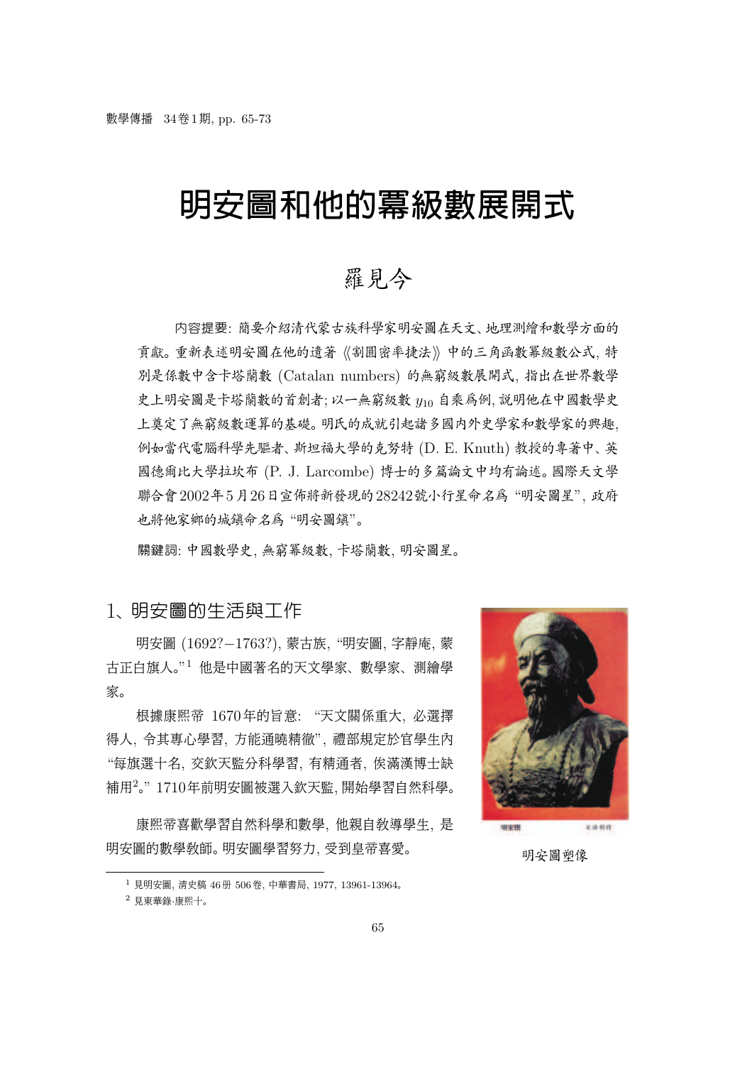# 明安圖和他的冪級數展開式

## 羅見今

內容提要: 簡要介紹清代蒙古族科學家明安圖在天文、地理測繪和數學方面的貢獻。重新表述明安圖在他的遺著《割圓密率捷法》中的三角函數冪級數公式, 特別是係數中含卡塔蘭數 (Catalan numbers) 的無窮級數展開式, 指出在世界數學史上明安圖是卡塔蘭數的首創者; 以一無窮級數 $y_{10}$ 自乘爲例, 說明他在中國數學史上奠定了無窮級數運算的基礎。明氏的成就引起諸多國內外史學家和數學家的興趣, 例如當代電腦科學先驅者、斯坦福大學的克努特 (D. E. Knuth) 教授的專著中、英國德爾比大學拉坎布 (P. J. Larcombe) 博士的多篇論文中均有論述。國際天文學聯合會2002年5月26日宣佈將新發現的28242號小行星命名爲 "明安圖星", 政府也將他家鄉的城鎮命名爲 "明安圖鎮"。

關鍵詞: 中國數學史, 無窮冪級數, 卡塔蘭數, 明安圖星。

## 1、明安圖的生活與工作

明安圖 (1692?–1763?), 蒙古族, "明安圖, 字靜庵, 蒙古正白旗人。"[1] 他是中國著名的天文學家、數學家、測繪學家。

根據康熙帝 1670年的旨意: "天文關係重大, 必選擇得人, 令其專心學習, 方能通曉精徹", 禮部規定於官學生內 "每旗選十名, 交欽天監分科學習, 有精通者, 俟滿漢博士缺補用[2]。" 1710年前明安圖被選入欽天監, 開始學習自然科學。

康熙帝喜歡學習自然科學和數學, 他親自教導學生, 是明安圖的數學教師。明安圖學習努力, 受到皇帝喜愛。

明安圖塑像

[1] 見明安圖, 清史稿 46冊 506卷, 中華書局, 1977, 13961-13964。

[2] 見東華錄·康熙十。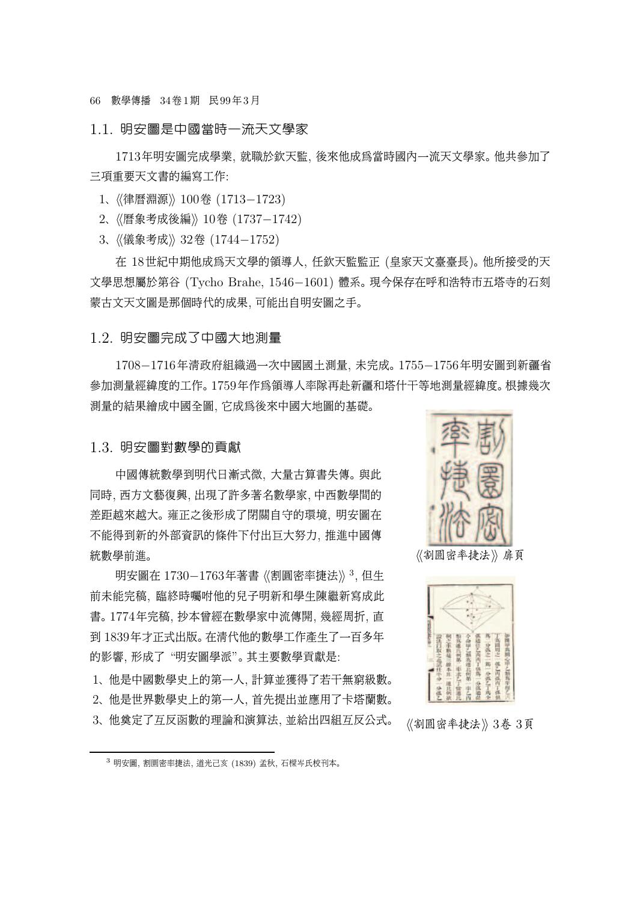## 1.1. 明安圖是中國當時一流天文學家

1713年明安圖完成學業, 就職於欽天監, 後來他成爲當時國內一流天文學家。他共參加了三項重要天文書的編寫工作:

1、《律曆淵源》100卷 (1713−1723)

2、《曆象考成後編》10卷 (1737−1742)

3、《儀象考成》32卷 (1744−1752)

在 18世紀中期他成爲天文學的領導人, 任欽天監監正 (皇家天文臺臺長)。他所接受的天文學思想屬於第谷 (Tycho Brahe, 1546−1601) 體系。現今保存在呼和浩特市五塔寺的石刻蒙古文天文圖是那個時代的成果, 可能出自明安圖之手。

## 1.2. 明安圖完成了中國大地測量

1708−1716年清政府組織過一次中國國土測量, 未完成。1755−1756年明安圖到新疆省參加測量經緯度的工作。1759年作爲領導人率隊再赴新疆和塔什干等地測量經緯度。根據幾次測量的結果繪成中國全圖, 它成爲後來中國大地圖的基礎。

## 1.3. 明安圖對數學的貢獻

中國傳統數學到明代日漸式微, 大量古算書失傳。與此同時, 西方文藝復興, 出現了許多著名數學家, 中西數學間的差距越來越大。雍正之後形成了閉關自守的環境, 明安圖在不能得到新的外部資訊的條件下付出巨大努力, 推進中國傳統數學前進。

《割圓密率捷法》扉頁

明安圖在 1730−1763年著書《割圓密率捷法》[3], 但生前未能完稿, 臨終時囑咐他的兒子明新和學生陳繼新寫成此書。1774年完稿, 抄本曾經在數學家中流傳開, 幾經周折, 直到 1839年才正式出版。在清代他的數學工作產生了一百多年的影響, 形成了 "明安圖學派"。其主要數學貢獻是:

1、他是中國數學史上的第一人, 計算並獲得了若干無窮級數。

2、他是世界數學史上的第一人, 首先提出並應用了卡塔蘭數。

3、他奠定了互反函數的理論和演算法, 並給出四組互反公式。

《割圓密率捷法》3卷 3頁

---

[3] 明安圖, 割圓密率捷法, 道光己亥 (1839) 孟秋, 石梁岑氏校刊本。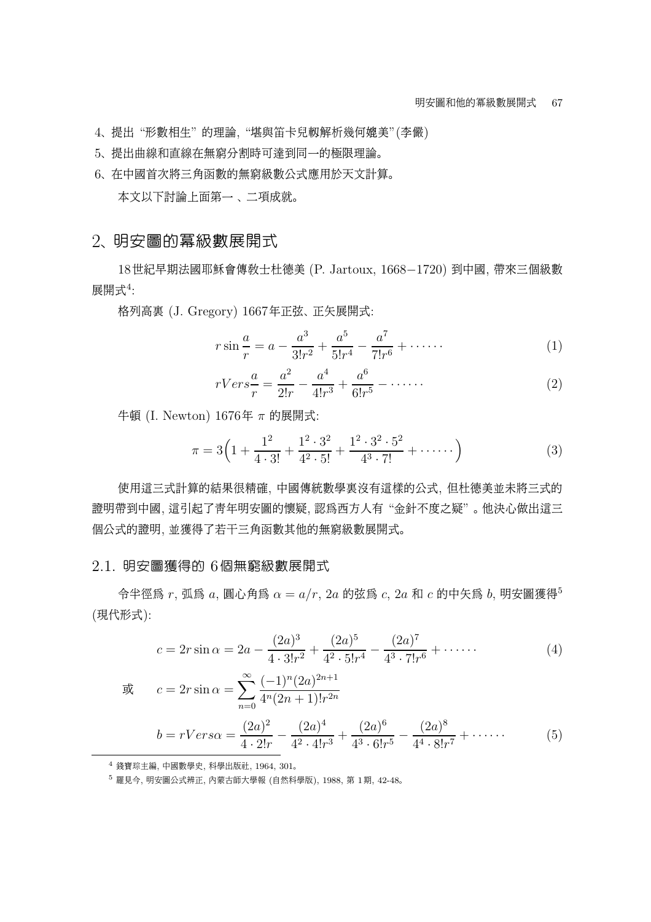4、提出 “形數相生” 的理論, “堪與笛卡兒軔解析幾何媲美” (李儼)

5、提出曲線和直線在無窮分割時可達到同一的極限理論。

6、在中國首次將三角函數的無窮級數公式應用於天文計算。

本文以下討論上面第一 、二項成就。

## 2、明安圖的冪級數展開式

18世紀早期法國耶穌會傳教士杜德美 (P. Jartoux, 1668−1720) 到中國, 帶來三個級數展開式[4]:

格列高裏 (J. Gregory) 1667年正弦、正矢展開式:

$$r\sin\frac{a}{r} = a - \frac{a^3}{3!r^2} + \frac{a^5}{5!r^4} - \frac{a^7}{7!r^6} + \cdots\cdots \tag{1}$$

$$rVers\frac{a}{r} = \frac{a^2}{2!r} - \frac{a^4}{4!r^3} + \frac{a^6}{6!r^5} - \cdots\cdots \tag{2}$$

牛頓 (I. Newton) 1676年 $\pi$ 的展開式:

$$\pi = 3\Big(1 + \frac{1^2}{4\cdot 3!} + \frac{1^2\cdot 3^2}{4^2\cdot 5!} + \frac{1^2\cdot 3^2\cdot 5^2}{4^3\cdot 7!} + \cdots\cdots\Big) \tag{3}$$

使用這三式計算的結果很精確, 中國傳統數學裏沒有這樣的公式, 但杜德美並未將三式的證明帶到中國, 這引起了青年明安圖的懷疑, 認爲西方人有 “金針不度之疑” 。他決心做出這三個公式的證明, 並獲得了若干三角函數其他的無窮級數展開式。

### 2.1. 明安圖獲得的 6個無窮級數展開式

令半徑爲 $r$, 弧爲 $a$, 圓心角爲 $\alpha = a/r$, $2a$ 的弦爲 $c$, $2a$ 和 $c$ 的中矢爲 $b$, 明安圖獲得[5] (現代形式):

$$c = 2r\sin\alpha = 2a - \frac{(2a)^3}{4\cdot 3!r^2} + \frac{(2a)^5}{4^2\cdot 5!r^4} - \frac{(2a)^7}{4^3\cdot 7!r^6} + \cdots\cdots \tag{4}$$

或 $$c = 2r\sin\alpha = \sum_{n=0}^{\infty}\frac{(-1)^n(2a)^{2n+1}}{4^n(2n+1)!r^{2n}}$$

$$b = rVers\alpha = \frac{(2a)^2}{4\cdot 2!r} - \frac{(2a)^4}{4^2\cdot 4!r^3} + \frac{(2a)^6}{4^3\cdot 6!r^5} - \frac{(2a)^8}{4^4\cdot 8!r^7} + \cdots\cdots \tag{5}$$

---

[4] 錢寶琮主編, 中國數學史, 科學出版社, 1964, 301。

[5] 羅見今, 明安圖公式辨正, 內蒙古師大學報 (自然科學版), 1988, 第 1期, 42-48。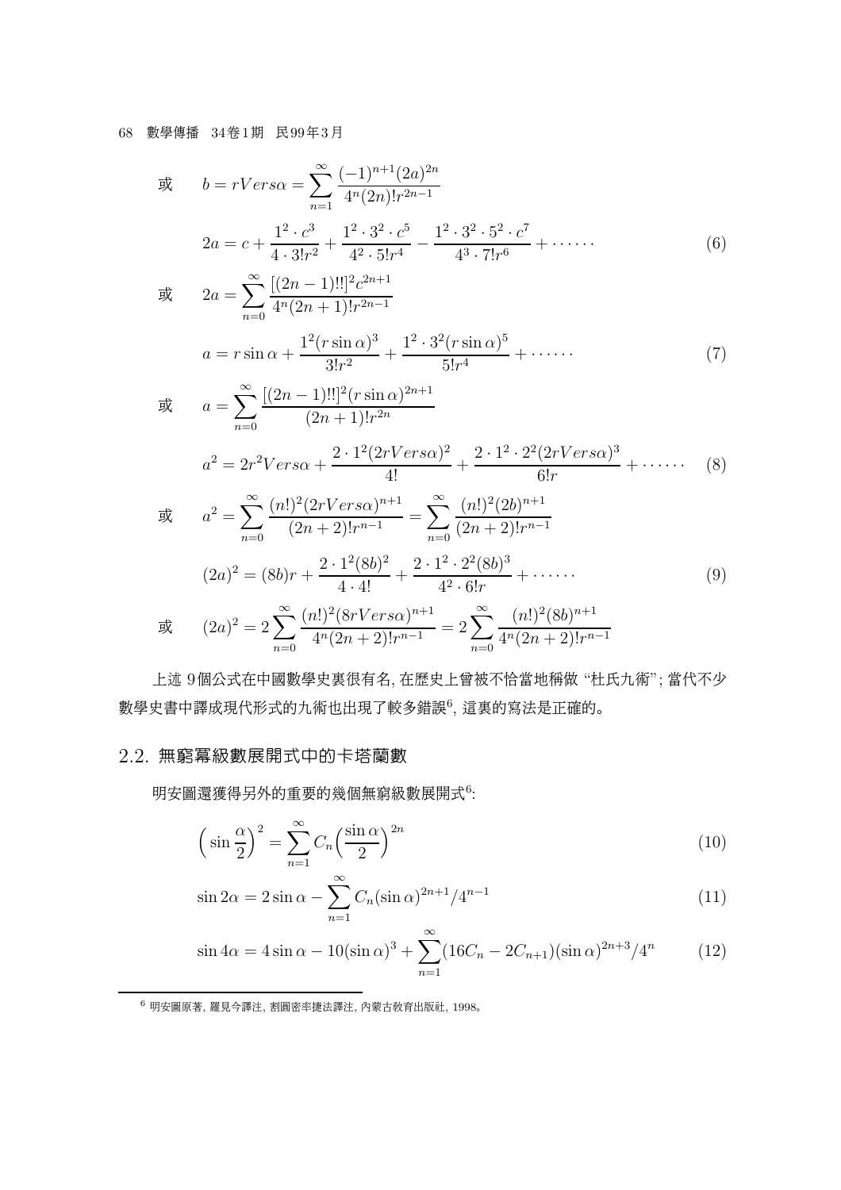或 $$b = rVers\alpha = \sum_{n=1}^{\infty} \frac{(-1)^{n+1}(2a)^{2n}}{4^n(2n)!r^{2n-1}}$$

$$2a = c + \frac{1^2 \cdot c^3}{4 \cdot 3!r^2} + \frac{1^2 \cdot 3^2 \cdot c^5}{4^2 \cdot 5!r^4} - \frac{1^2 \cdot 3^2 \cdot 5^2 \cdot c^7}{4^3 \cdot 7!r^6} + \cdots\cdots \tag{6}$$

或 $$2a = \sum_{n=0}^{\infty} \frac{[(2n-1)!!]^2 c^{2n+1}}{4^n(2n+1)!r^{2n-1}}$$

$$a = r\sin\alpha + \frac{1^2(r\sin\alpha)^3}{3!r^2} + \frac{1^2 \cdot 3^2(r\sin\alpha)^5}{5!r^4} + \cdots\cdots \tag{7}$$

或 $$a = \sum_{n=0}^{\infty} \frac{[(2n-1)!!]^2(r\sin\alpha)^{2n+1}}{(2n+1)!r^{2n}}$$

$$a^2 = 2r^2 Vers\alpha + \frac{2 \cdot 1^2(2rVers\alpha)^2}{4!} + \frac{2 \cdot 1^2 \cdot 2^2(2rVers\alpha)^3}{6!r} + \cdots\cdots \tag{8}$$

或 $$a^2 = \sum_{n=0}^{\infty} \frac{(n!)^2(2rVers\alpha)^{n+1}}{(2n+2)!r^{n-1}} = \sum_{n=0}^{\infty} \frac{(n!)^2(2b)^{n+1}}{(2n+2)!r^{n-1}}$$

$$(2a)^2 = (8b)r + \frac{2 \cdot 1^2(8b)^2}{4 \cdot 4!} + \frac{2 \cdot 1^2 \cdot 2^2(8b)^3}{4^2 \cdot 6!r} + \cdots\cdots \tag{9}$$

或 $$(2a)^2 = 2\sum_{n=0}^{\infty} \frac{(n!)^2(8rVers\alpha)^{n+1}}{4^n(2n+2)!r^{n-1}} = 2\sum_{n=0}^{\infty} \frac{(n!)^2(8b)^{n+1}}{4^n(2n+2)!r^{n-1}}$$

上述 9個公式在中國數學史裏很有名, 在歷史上曾被不恰當地稱做 "杜氏九術"; 當代不少數學史書中譯成現代形式的九術也出現了較多錯誤[6], 這裏的寫法是正確的。

## 2.2. 無窮冪級數展開式中的卡塔蘭數

明安圖還獲得另外的重要的幾個無窮級數展開式[6]:

$$\left(\sin\frac{\alpha}{2}\right)^2 = \sum_{n=1}^{\infty} C_n\left(\frac{\sin\alpha}{2}\right)^{2n} \tag{10}$$

$$\sin 2\alpha = 2\sin\alpha - \sum_{n=1}^{\infty} C_n(\sin\alpha)^{2n+1}/4^{n-1} \tag{11}$$

$$\sin 4\alpha = 4\sin\alpha - 10(\sin\alpha)^3 + \sum_{n=1}^{\infty}(16C_n - 2C_{n+1})(\sin\alpha)^{2n+3}/4^n \tag{12}$$

[6] 明安圖原著, 羅見今譯注, 割圜密率捷法譯注, 內蒙古教育出版社, 1998。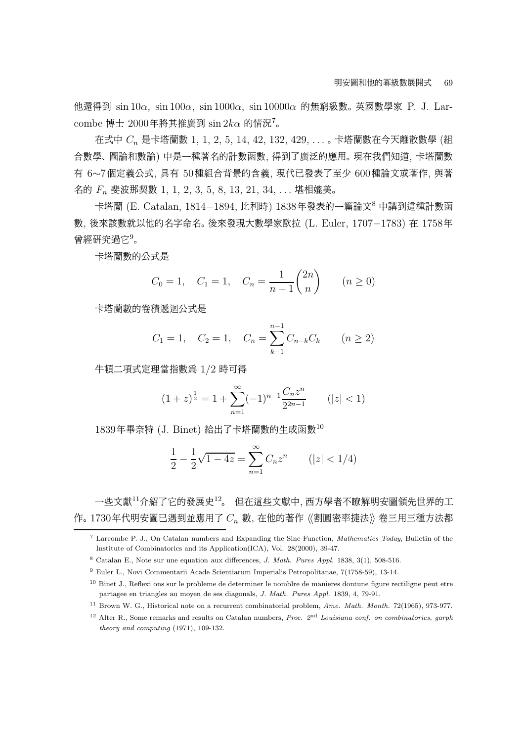他還得到 $\sin 10\alpha$, $\sin 100\alpha$, $\sin 1000\alpha$, $\sin 10000\alpha$ 的無窮級數。英國數學家 P. J. Larcombe 博士 2000年將其推廣到 $\sin 2k\alpha$ 的情況[7]。

在式中 $C_n$ 是卡塔蘭數 1, 1, 2, 5, 14, 42, 132, 429, ... 。卡塔蘭數在今天離散數學 (組合數學、圖論和數論) 中是一種著名的計數函數, 得到了廣泛的應用。現在我們知道, 卡塔蘭數有 6~7個定義公式, 具有 50種組合背景的含義, 現代已發表了至少 600種論文或著作, 與著名的 $F_n$ 斐波那契數 1, 1, 2, 3, 5, 8, 13, 21, 34, ... 堪相媲美。

卡塔蘭 (E. Catalan, 1814−1894, 比利時) 1838年發表的一篇論文[8] 中講到這種計數函數, 後來該數就以他的名字命名。後來發現大數學家歐拉 (L. Euler, 1707−1783) 在 1758年曾經研究過它[9]。

卡塔蘭數的公式是

$$C_0 = 1, \quad C_1 = 1, \quad C_n = \frac{1}{n+1}\binom{2n}{n} \qquad (n \geq 0)$$

卡塔蘭數的卷積遞迴公式是

$$C_1 = 1, \quad C_2 = 1, \quad C_n = \sum_{k-1}^{n-1} C_{n-k}C_k \qquad (n \geq 2)$$

牛頓二項式定理當指數爲 1/2 時可得

$$(1+z)^{\frac{1}{2}} = 1 + \sum_{n=1}^{\infty}(-1)^{n-1}\frac{C_n z^n}{2^{2n-1}} \qquad (|z| < 1)$$

1839年畢奈特 (J. Binet) 給出了卡塔蘭數的生成函數[10]

$$\frac{1}{2} - \frac{1}{2}\sqrt{1-4z} = \sum_{n=1}^{\infty} C_n z^n \qquad (|z| < 1/4)$$

一些文獻[11]介紹了它的發展史[12]。 但在這些文獻中, 西方學者不瞭解明安圖領先世界的工作。1730年代明安圖已遇到並應用了 $C_n$ 數, 在他的著作《割圓密率捷法》卷三用三種方法都

---

[7] Larcombe P. J., On Catalan numbers and Expanding the Sine Function, *Mathematics Today*, Bulletin of the Institute of Combinatorics and its Application(ICA), Vol. 28(2000), 39-47.

[8] Catalan E., Note sur une equation aux differences, *J. Math. Pures Appl.* 1838, 3(1), 508-516.

[9] Euler L., Novi Commentarii Acade Scientiarum Imperialis Petropolitanae, 7(1758-59), 13-14.

[10] Binet J., Reflexi ons sur le probleme de determiner le nomblre de manieres dontune figure rectiligne peut etre partagee en triangles au moyen de ses diagonals, *J. Math. Pures Appl.* 1839, 4, 79-91.

[11] Brown W. G., Historical note on a recurrent combinatorial problem, *Ame. Math. Month.* 72(1965), 973-977.

[12] Alter R., Some remarks and results on Catalan numbers, *Proc. 2nd Louisiana conf. on combinatorics, garph theory and computing* (1971), 109-132.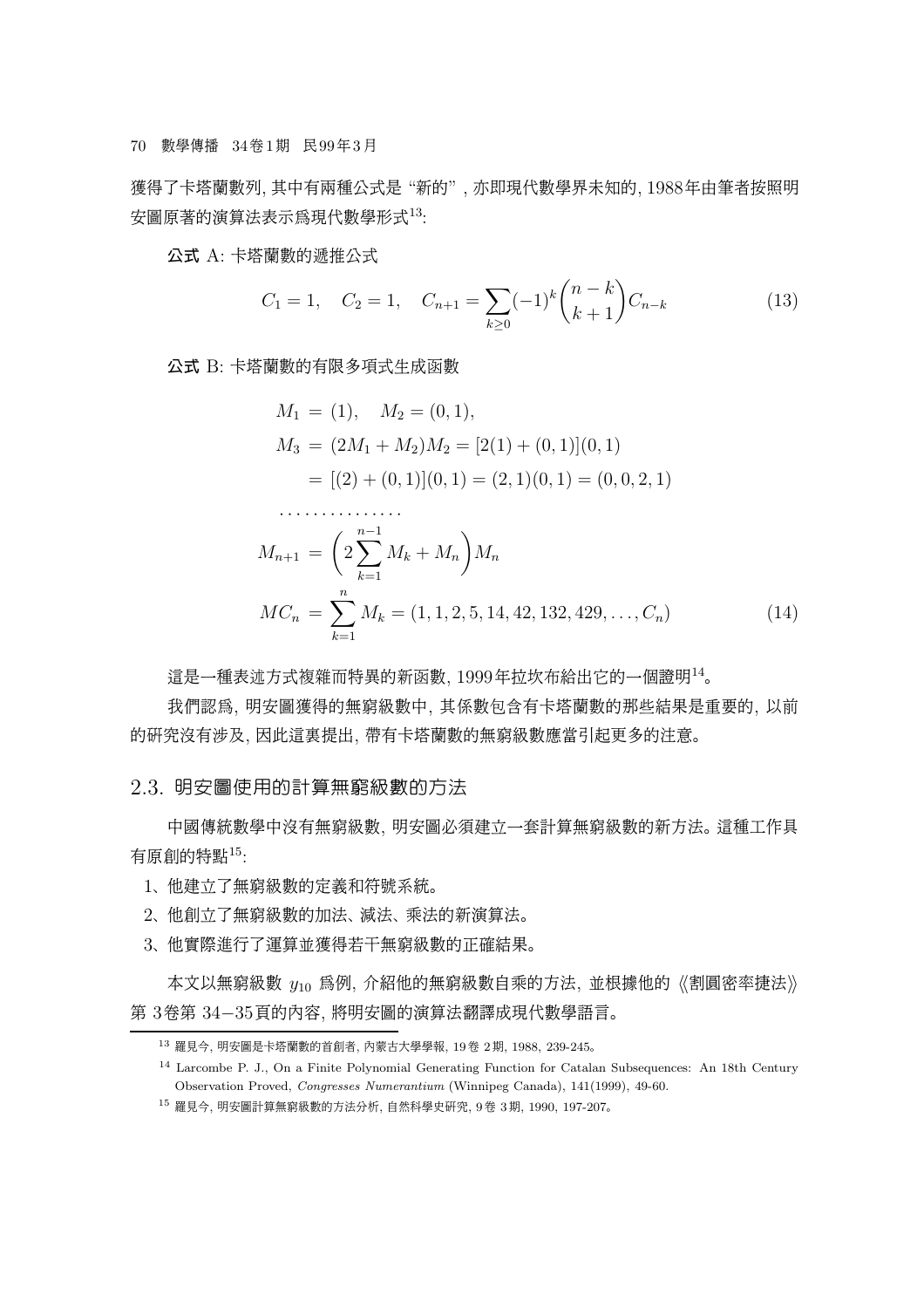獲得了卡塔蘭數列, 其中有兩種公式是 “新的”, 亦即現代數學界未知的, 1988年由筆者按照明安圖原著的演算法表示爲現代數學形式[13]:

**公式** A: 卡塔蘭數的遞推公式

$$C_1 = 1, \quad C_2 = 1, \quad C_{n+1} = \sum_{k\geq 0}(-1)^k \binom{n-k}{k+1} C_{n-k} \tag{13}$$

**公式** B: 卡塔蘭數的有限多項式生成函數

$$\begin{aligned}
M_1 &= (1), \quad M_2 = (0,1),\\
M_3 &= (2M_1 + M_2)M_2 = [2(1) + (0,1)](0,1)\\
&= [(2) + (0,1)](0,1) = (2,1)(0,1) = (0,0,2,1)\\
&\cdots\cdots\cdots\cdots\cdots\\
M_{n+1} &= \left(2\sum_{k=1}^{n-1} M_k + M_n\right) M_n\\
MC_n &= \sum_{k=1}^{n} M_k = (1,1,2,5,14,42,132,429,\ldots,C_n)
\end{aligned} \tag{14}$$

這是一種表述方式複雜而特異的新函數, 1999年拉坎布給出它的一個證明[14]。

我們認爲, 明安圖獲得的無窮級數中, 其係數包含有卡塔蘭數的那些結果是重要的, 以前的研究沒有涉及, 因此這裏提出, 帶有卡塔蘭數的無窮級數應當引起更多的注意。

## 2.3. 明安圖使用的計算無窮級數的方法

中國傳統數學中沒有無窮級數, 明安圖必須建立一套計算無窮級數的新方法。這種工作具有原創的特點[15]:

1、他建立了無窮級數的定義和符號系統。

2、他創立了無窮級數的加法、減法、乘法的新演算法。

3、他實際進行了運算並獲得若干無窮級數的正確結果。

本文以無窮級數 $y_{10}$ 爲例, 介紹他的無窮級數自乘的方法, 並根據他的《割圜密率捷法》第 3卷第 34−35頁的內容, 將明安圖的演算法翻譯成現代數學語言。

---

[13] 羅見今, 明安圖是卡塔蘭數的首創者, 內蒙古大學學報, 19卷 2期, 1988, 239-245。

[14] Larcombe P. J., On a Finite Polynomial Generating Function for Catalan Subsequences: An 18th Century Observation Proved, *Congresses Numerantium* (Winnipeg Canada), 141(1999), 49-60.

[15] 羅見今, 明安圖計算無窮級數的方法分析, 自然科學史研究, 9卷 3期, 1990, 197-207。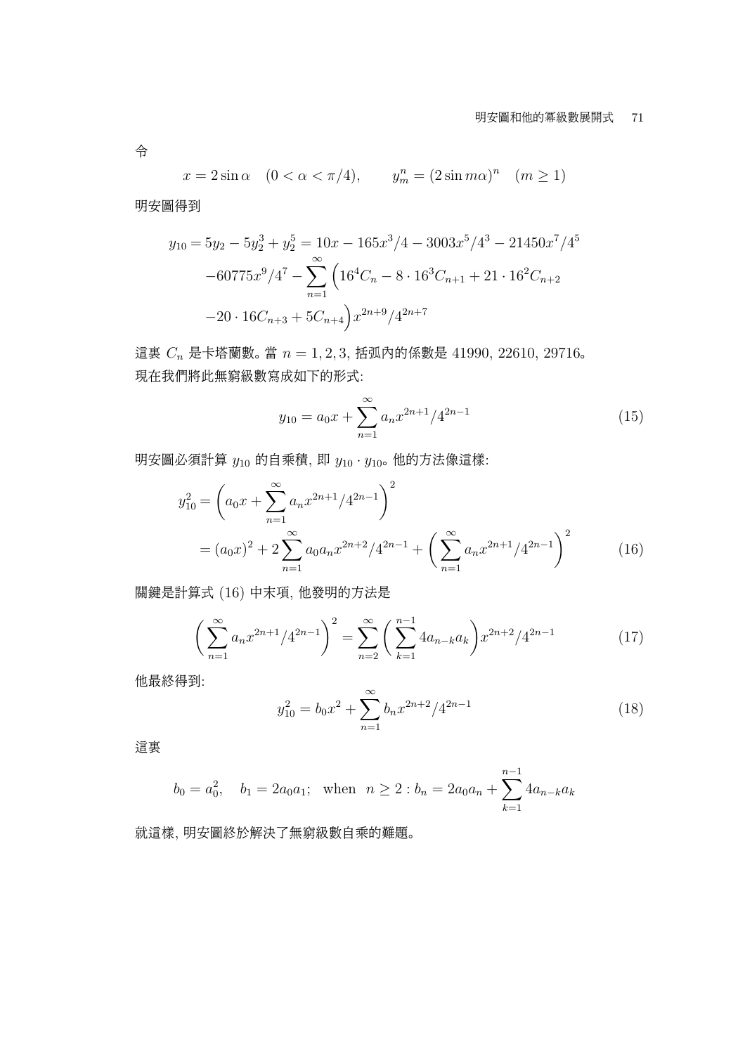令

$$x = 2\sin\alpha \quad (0 < \alpha < \pi/4), \qquad y_m^n = (2\sin m\alpha)^n \quad (m \geq 1)$$

明安圖得到

$$\begin{aligned} y_{10} = 5y_2 - 5y_2^3 + y_2^5 &= 10x - 165x^3/4 - 3003x^5/4^3 - 21450x^7/4^5 \\ &-60775x^9/4^7 - \sum_{n=1}^{\infty}\Big(16^4C_n - 8\cdot 16^3C_{n+1} + 21\cdot 16^2C_{n+2} \\ &-20\cdot 16C_{n+3} + 5C_{n+4}\Big)x^{2n+9}/4^{2n+7} \end{aligned}$$

這裏 $C_n$ 是卡塔蘭數。當 $n = 1, 2, 3$, 括弧內的係數是 41990, 22610, 29716。現在我們將此無窮級數寫成如下的形式:

$$y_{10} = a_0x + \sum_{n=1}^{\infty} a_n x^{2n+1}/4^{2n-1} \tag{15}$$

明安圖必須計算 $y_{10}$ 的自乘積, 即 $y_{10}\cdot y_{10}$。他的方法像這樣:

$$\begin{aligned} y_{10}^2 &= \left(a_0x + \sum_{n=1}^{\infty} a_n x^{2n+1}/4^{2n-1}\right)^2 \\ &= (a_0x)^2 + 2\sum_{n=1}^{\infty} a_0a_n x^{2n+2}/4^{2n-1} + \left(\sum_{n=1}^{\infty} a_n x^{2n+1}/4^{2n-1}\right)^2 \end{aligned} \tag{16}$$

關鍵是計算式 (16) 中末項, 他發明的方法是

$$\left(\sum_{n=1}^{\infty} a_n x^{2n+1}/4^{2n-1}\right)^2 = \sum_{n=2}^{\infty}\left(\sum_{k=1}^{n-1} 4a_{n-k}a_k\right)x^{2n+2}/4^{2n-1} \tag{17}$$

他最終得到:

$$y_{10}^2 = b_0x^2 + \sum_{n=1}^{\infty} b_n x^{2n+2}/4^{2n-1} \tag{18}$$

這裏

$$b_0 = a_0^2, \quad b_1 = 2a_0a_1; \quad \text{when} \quad n \geq 2 : b_n = 2a_0a_n + \sum_{k=1}^{n-1} 4a_{n-k}a_k$$

就這樣, 明安圖終於解決了無窮級數自乘的難題。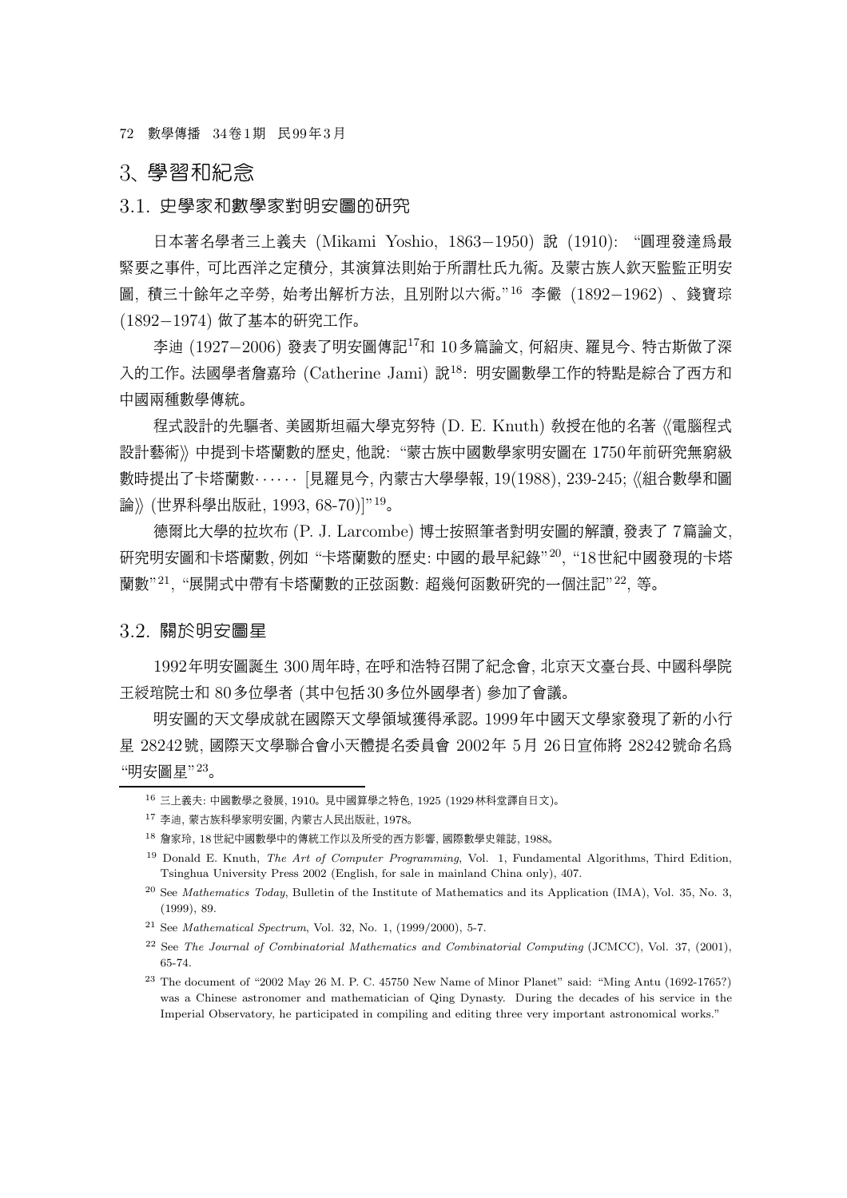## 3、學習和紀念

### 3.1. 史學家和數學家對明安圖的研究

日本著名學者三上義夫 (Mikami Yoshio, 1863−1950) 說 (1910): "圓理發達爲最緊要之事件, 可比西洋之定積分, 其演算法則始于所謂杜氏九術。及蒙古族人欽天監監正明安圖, 積三十餘年之辛勞, 始考出解析方法, 且別附以六術。"[16] 李儼 (1892−1962) 、錢寶琮 (1892−1974) 做了基本的研究工作。

李迪 (1927−2006) 發表了明安圖傳記[17]和 10多篇論文, 何紹庚、羅見今、特古斯做了深入的工作。法國學者詹嘉玲 (Catherine Jami) 說[18]: 明安圖數學工作的特點是綜合了西方和中國兩種數學傳統。

程式設計的先驅者、美國斯坦福大學克努特 (D. E. Knuth) 教授在他的名著《電腦程式設計藝術》中提到卡塔蘭數的歷史, 他說: "蒙古族中國數學家明安圖在 1750年前研究無窮級數時提出了卡塔蘭數······ [見羅見今, 內蒙古大學學報, 19(1988), 239-245;《組合數學和圖論》(世界科學出版社, 1993, 68-70)]"[19]。

德爾比大學的拉坎布 (P. J. Larcombe) 博士按照筆者對明安圖的解讀, 發表了 7篇論文, 研究明安圖和卡塔蘭數, 例如 "卡塔蘭數的歷史: 中國的最早紀錄"[20], "18世紀中國發現的卡塔蘭數"[21], "展開式中帶有卡塔蘭數的正弦函數: 超幾何函數研究的一個注記"[22], 等。

### 3.2. 關於明安圖星

1992年明安圖誕生 300周年時, 在呼和浩特召開了紀念會, 北京天文臺台長、中國科學院王綬琯院士和 80多位學者 (其中包括30多位外國學者) 參加了會議。

明安圖的天文學成就在國際天文學領域獲得承認。1999年中國天文學家發現了新的小行星 28242號, 國際天文學聯合會小天體提名委員會 2002年 5月 26日宣佈將 28242號命名爲 "明安圖星"[23]。

---

[16] 三上義夫: 中國數學之發展, 1910。見中國算學之特色, 1925 (1929林科堂譯自日文)。

[17] 李迪, 蒙古族科學家明安圖, 內蒙古人民出版社, 1978。

[18] 詹家玲, 18世紀中國數學中的傳統工作以及所受的西方影響, 國際數學史雜誌, 1988。

[19] Donald E. Knuth, *The Art of Computer Programming*, Vol. 1, Fundamental Algorithms, Third Edition, Tsinghua University Press 2002 (English, for sale in mainland China only), 407.

[20] See *Mathematics Today*, Bulletin of the Institute of Mathematics and its Application (IMA), Vol. 35, No. 3, (1999), 89.

[21] See *Mathematical Spectrum*, Vol. 32, No. 1, (1999/2000), 5-7.

[22] See *The Journal of Combinatorial Mathematics and Combinatorial Computing* (JCMCC), Vol. 37, (2001), 65-74.

[23] The document of "2002 May 26 M. P. C. 45750 New Name of Minor Planet" said: "Ming Antu (1692-1765?) was a Chinese astronomer and mathematician of Qing Dynasty. During the decades of his service in the Imperial Observatory, he participated in compiling and editing three very important astronomical works."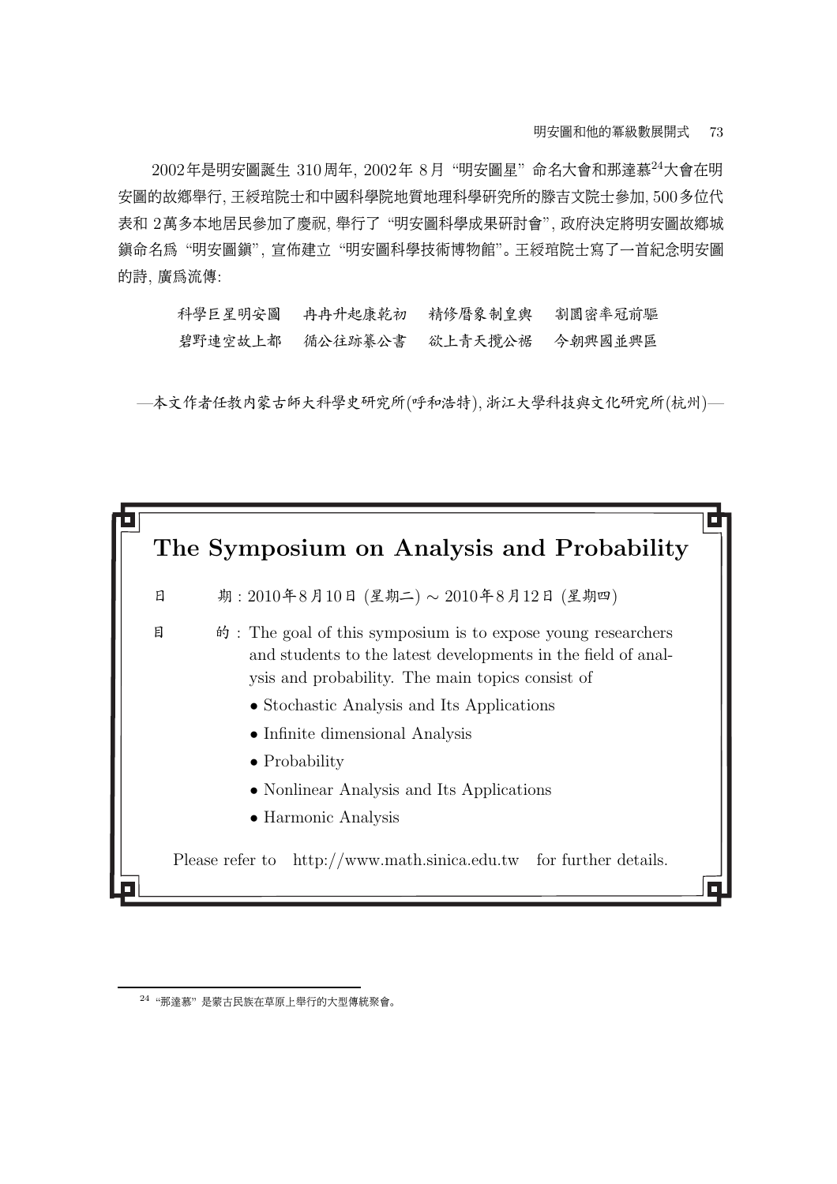2002年是明安圖誕生 310周年, 2002年 8月 "明安圖星" 命名大會和那達慕[24]大會在明安圖的故鄉舉行, 王綬琯院士和中國科學院地質地理科學研究所的滕吉文院士參加, 500多位代表和 2萬多本地居民參加了慶祝, 舉行了 "明安圖科學成果研討會", 政府決定將明安圖故鄉城鎮命名爲 "明安圖鎮", 宣佈建立 "明安圖科學技術博物館"。王綬琯院士寫了一首紀念明安圖的詩, 廣爲流傳:

科學巨星明安圖　冉冉升起康乾初　精修曆象制皇輿　割圜密率冠前驅
碧野連空故上都　循公往跡纂公書　欲上青天攬公裾　今朝興國並興區

—本文作者任教內蒙古師大科學史研究所(呼和浩特), 浙江大學科技與文化研究所(杭州)—

## The Symposium on Analysis and Probability

日　　期 : 2010年8月10日 (星期二) ~ 2010年8月12日 (星期四)

目　　的 : The goal of this symposium is to expose young researchers and students to the latest developments in the field of analysis and probability. The main topics consist of

- Stochastic Analysis and Its Applications
- Infinite dimensional Analysis
- Probability
- Nonlinear Analysis and Its Applications
- Harmonic Analysis

Please refer to http://www.math.sinica.edu.tw for further details.

---

[24] "那達慕" 是蒙古民族在草原上舉行的大型傳統聚會。